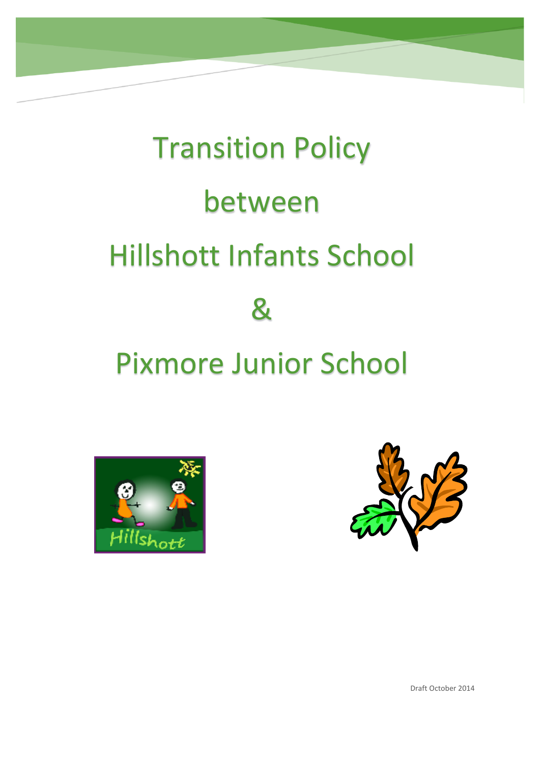# Transition Policy

# between

# Hillshott Infants School

# &

# Pixmore Junior School

Draft October 2014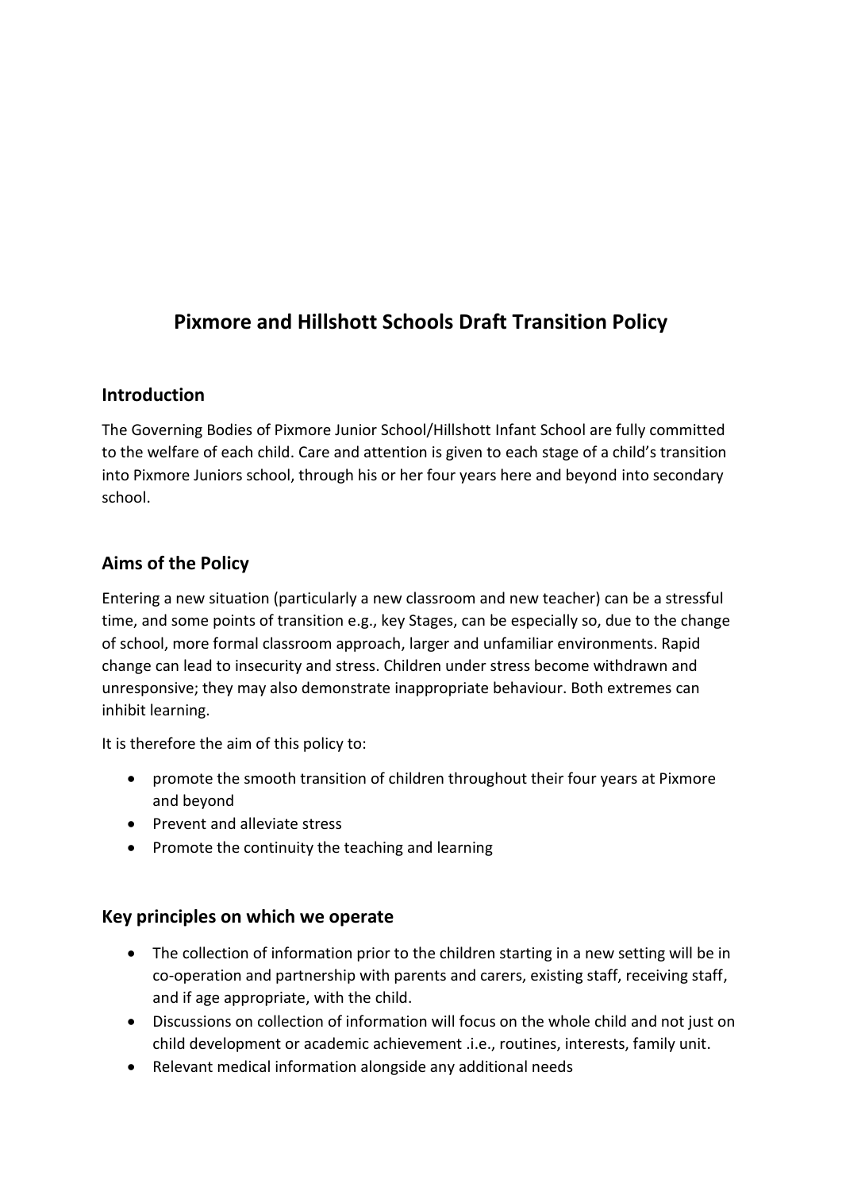# Pixmore and Hillshott Schools Draft Transition Policy

## Introduction

The Governing Bodies of Pixmore Junior School/Hillshott Infant School are fully committed to the welfare of each child. Care and attention is given to each stage of a child's transition into Pixmore Juniors school, through his or her four years here and beyond into secondary school.

## Aims of the Policy

Entering a new situation (particularly a new classroom and new teacher) can be a stressful time, and some points of transition e.g., key Stages, can be especially so, due to the change of school, more formal classroom approach, larger and unfamiliar environments. Rapid change can lead to insecurity and stress. Children under stress become withdrawn and unresponsive; they may also demonstrate inappropriate behaviour. Both extremes can inhibit learning.

It is therefore the aim of this policy to:

- promote the smooth transition of children throughout their four years at Pixmore and beyond
- Prevent and alleviate stress
- Promote the continuity the teaching and learning

## Key principles on which we operate

- The collection of information prior to the children starting in a new setting will be in co-operation and partnership with parents and carers, existing staff, receiving staff, and if age appropriate, with the child.
- Discussions on collection of information will focus on the whole child and not just on child development or academic achievement .i.e., routines, interests, family unit.
- Relevant medical information alongside any additional needs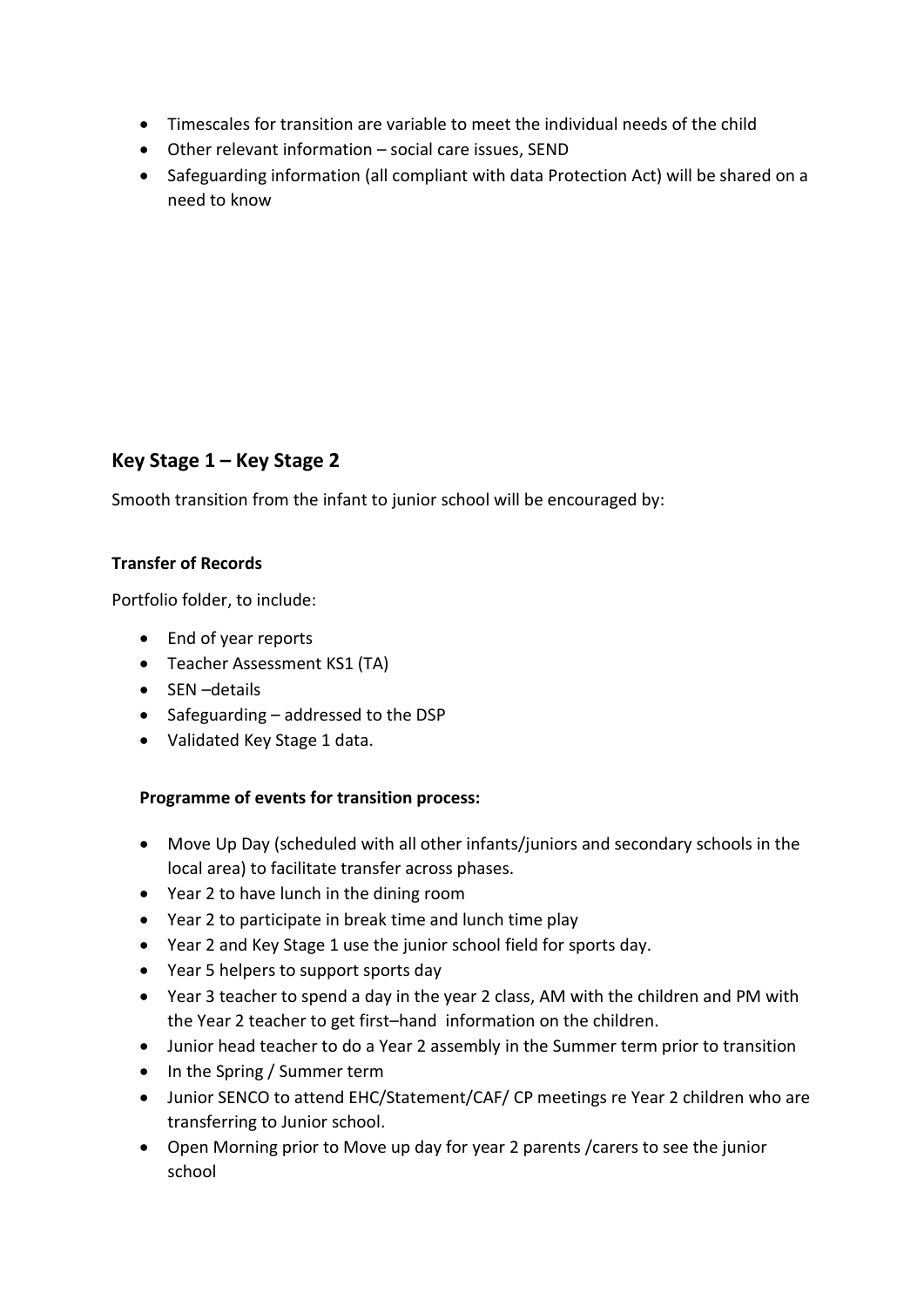- Timescales for transition are variable to meet the individual needs of the child
- Other relevant information – social care issues, SEND
- Safeguarding information (all compliant with data Protection Act) will be shared on a need to know

## Key Stage 1 – Key Stage 2

Smooth transition from the infant to junior school will be encouraged by:

**Transfer of Records**

Portfolio folder, to include:

- End of year reports
- Teacher Assessment KS1 (TA)
- SEN –details
- Safeguarding – addressed to the DSP
- Validated Key Stage 1 data.

**Programme of events for transition process:**

- Move Up Day (scheduled with all other infants/juniors and secondary schools in the local area) to facilitate transfer across phases.
- Year 2 to have lunch in the dining room
- Year 2 to participate in break time and lunch time play
- Year 2 and Key Stage 1 use the junior school field for sports day.
- Year 5 helpers to support sports day
- Year 3 teacher to spend a day in the year 2 class, AM with the children and PM with the Year 2 teacher to get first–hand information on the children.
- Junior head teacher to do a Year 2 assembly in the Summer term prior to transition
- In the Spring / Summer term
- Junior SENCO to attend EHC/Statement/CAF/ CP meetings re Year 2 children who are transferring to Junior school.
- Open Morning prior to Move up day for year 2 parents /carers to see the junior school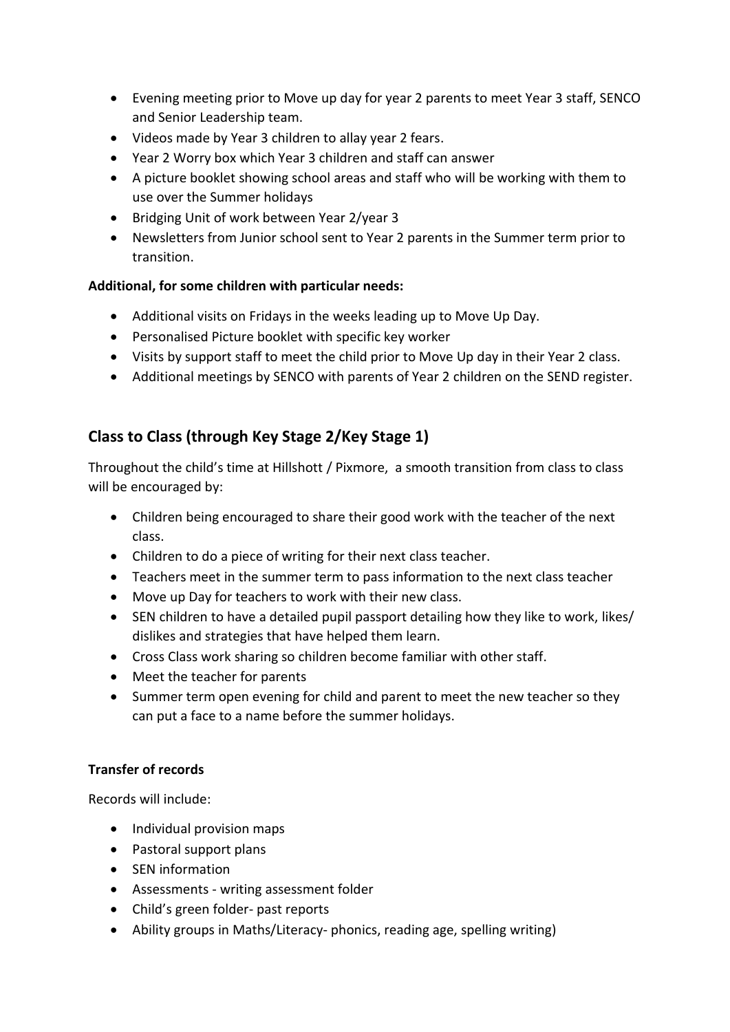- Evening meeting prior to Move up day for year 2 parents to meet Year 3 staff, SENCO and Senior Leadership team.
- Videos made by Year 3 children to allay year 2 fears.
- Year 2 Worry box which Year 3 children and staff can answer
- A picture booklet showing school areas and staff who will be working with them to use over the Summer holidays
- Bridging Unit of work between Year 2/year 3
- Newsletters from Junior school sent to Year 2 parents in the Summer term prior to transition.

**Additional, for some children with particular needs:**

- Additional visits on Fridays in the weeks leading up to Move Up Day.
- Personalised Picture booklet with specific key worker
- Visits by support staff to meet the child prior to Move Up day in their Year 2 class.
- Additional meetings by SENCO with parents of Year 2 children on the SEND register.

## Class to Class (through Key Stage 2/Key Stage 1)

Throughout the child's time at Hillshott / Pixmore, a smooth transition from class to class will be encouraged by:

- Children being encouraged to share their good work with the teacher of the next class.
- Children to do a piece of writing for their next class teacher.
- Teachers meet in the summer term to pass information to the next class teacher
- Move up Day for teachers to work with their new class.
- SEN children to have a detailed pupil passport detailing how they like to work, likes/ dislikes and strategies that have helped them learn.
- Cross Class work sharing so children become familiar with other staff.
- Meet the teacher for parents
- Summer term open evening for child and parent to meet the new teacher so they can put a face to a name before the summer holidays.

**Transfer of records**

Records will include:

- Individual provision maps
- Pastoral support plans
- SEN information
- Assessments - writing assessment folder
- Child's green folder- past reports
- Ability groups in Maths/Literacy- phonics, reading age, spelling writing)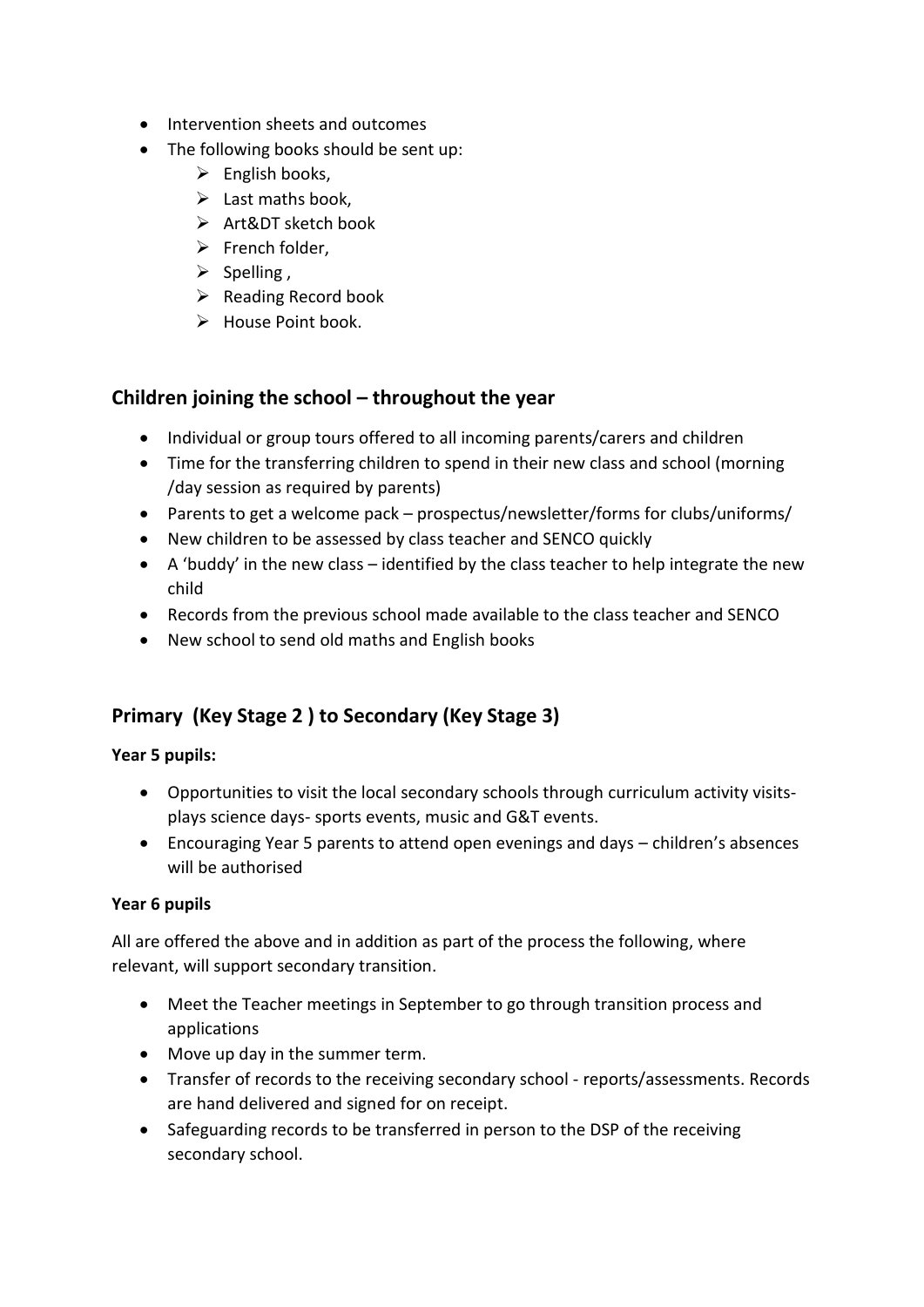- Intervention sheets and outcomes
- The following books should be sent up:
  - English books,
  - Last maths book,
  - Art&DT sketch book
  - French folder,
  - Spelling ,
  - Reading Record book
  - House Point book.

## Children joining the school – throughout the year

- Individual or group tours offered to all incoming parents/carers and children
- Time for the transferring children to spend in their new class and school (morning /day session as required by parents)
- Parents to get a welcome pack – prospectus/newsletter/forms for clubs/uniforms/
- New children to be assessed by class teacher and SENCO quickly
- A 'buddy' in the new class – identified by the class teacher to help integrate the new child
- Records from the previous school made available to the class teacher and SENCO
- New school to send old maths and English books

## Primary (Key Stage 2 ) to Secondary (Key Stage 3)

**Year 5 pupils:**

- Opportunities to visit the local secondary schools through curriculum activity visits-plays science days- sports events, music and G&T events.
- Encouraging Year 5 parents to attend open evenings and days – children's absences will be authorised

**Year 6 pupils**

All are offered the above and in addition as part of the process the following, where relevant, will support secondary transition.

- Meet the Teacher meetings in September to go through transition process and applications
- Move up day in the summer term.
- Transfer of records to the receiving secondary school - reports/assessments. Records are hand delivered and signed for on receipt.
- Safeguarding records to be transferred in person to the DSP of the receiving secondary school.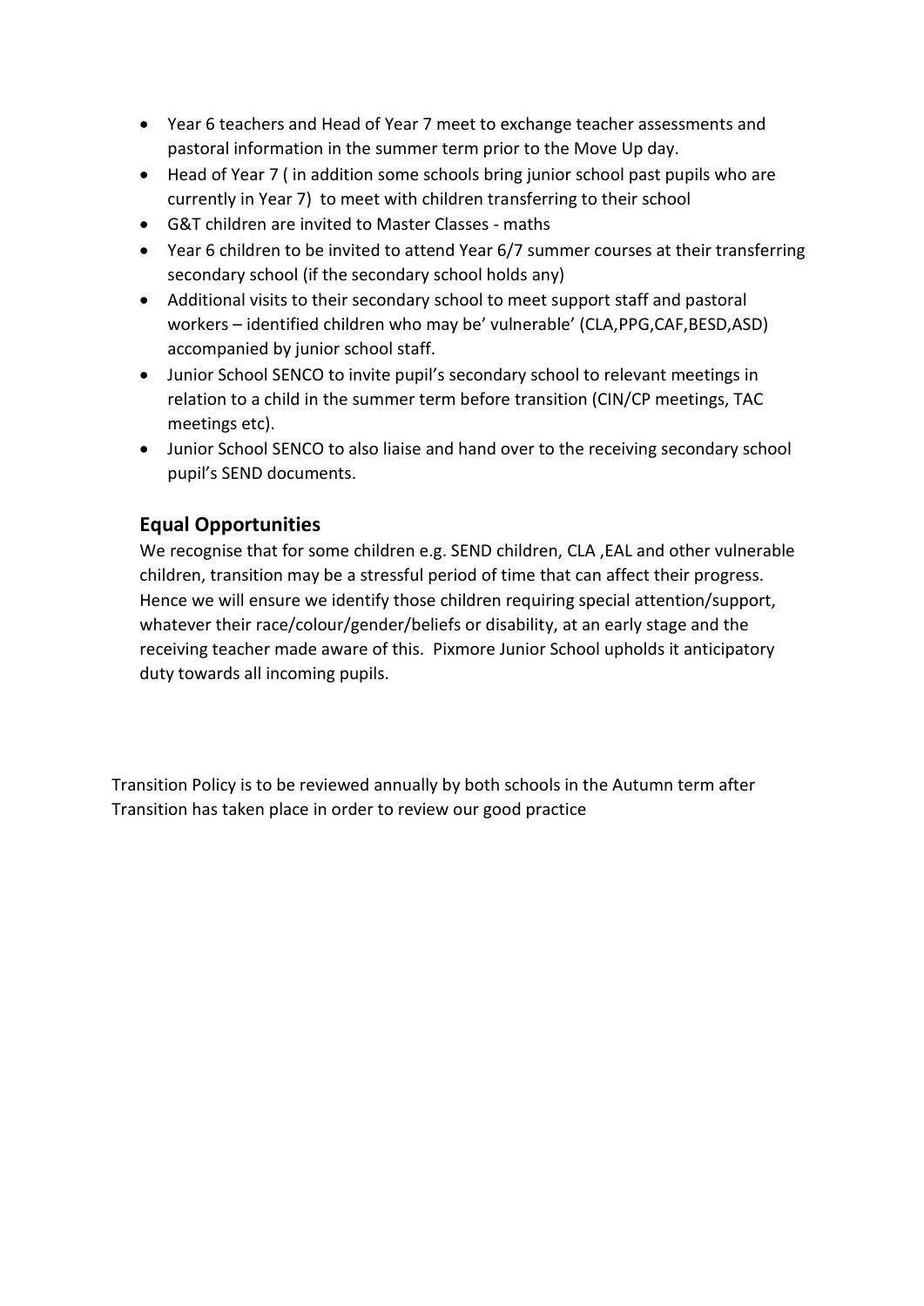- Year 6 teachers and Head of Year 7 meet to exchange teacher assessments and pastoral information in the summer term prior to the Move Up day.
- Head of Year 7 ( in addition some schools bring junior school past pupils who are currently in Year 7) to meet with children transferring to their school
- G&T children are invited to Master Classes - maths
- Year 6 children to be invited to attend Year 6/7 summer courses at their transferring secondary school (if the secondary school holds any)
- Additional visits to their secondary school to meet support staff and pastoral workers – identified children who may be' vulnerable' (CLA,PPG,CAF,BESD,ASD) accompanied by junior school staff.
- Junior School SENCO to invite pupil's secondary school to relevant meetings in relation to a child in the summer term before transition (CIN/CP meetings, TAC meetings etc).
- Junior School SENCO to also liaise and hand over to the receiving secondary school pupil's SEND documents.

## Equal Opportunities

We recognise that for some children e.g. SEND children, CLA ,EAL and other vulnerable children, transition may be a stressful period of time that can affect their progress. Hence we will ensure we identify those children requiring special attention/support, whatever their race/colour/gender/beliefs or disability, at an early stage and the receiving teacher made aware of this. Pixmore Junior School upholds it anticipatory duty towards all incoming pupils.

Transition Policy is to be reviewed annually by both schools in the Autumn term after Transition has taken place in order to review our good practice